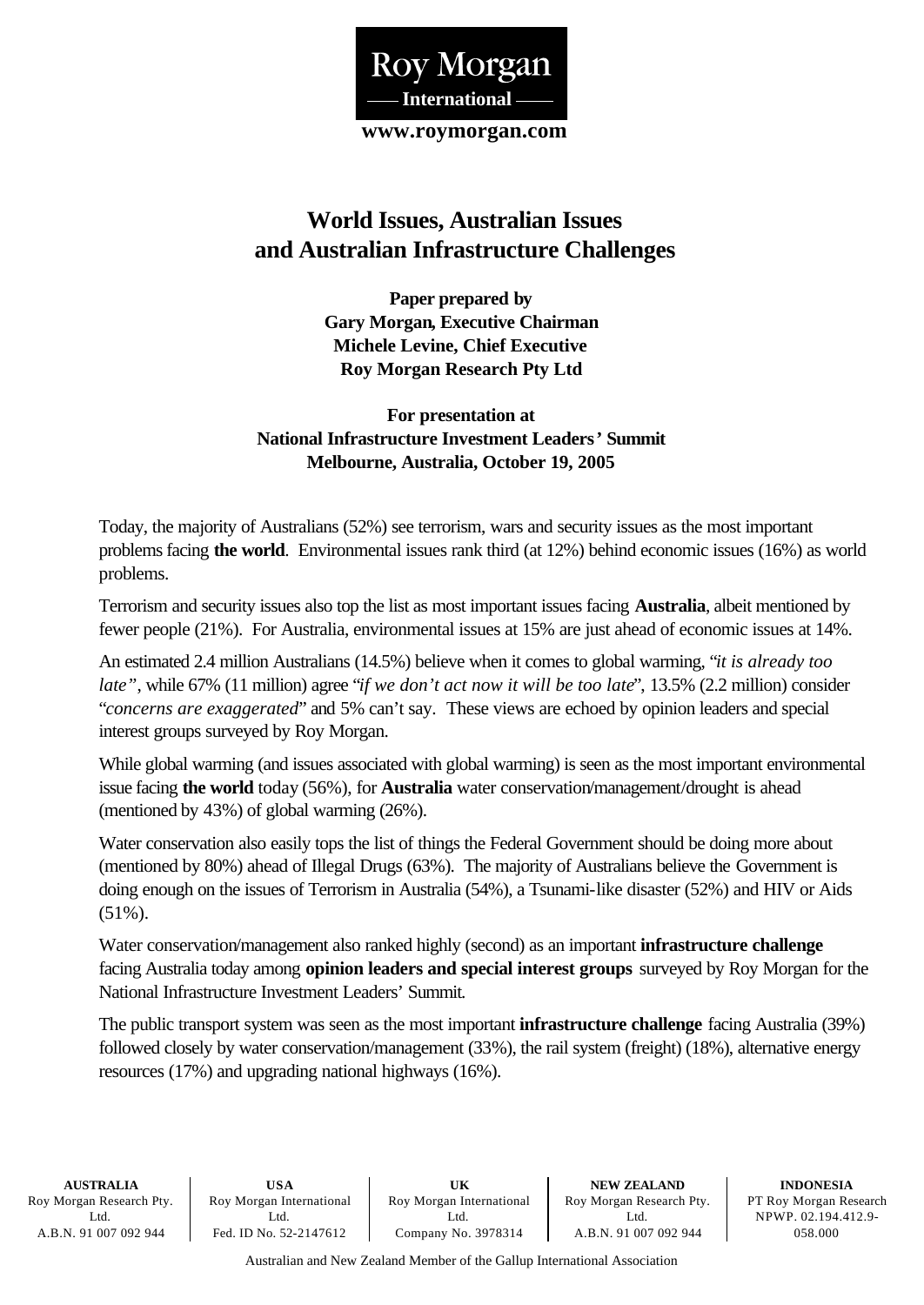Roy Morgan
— International —

**www.roymorgan.com**

# World Issues, Australian Issues and Australian Infrastructure Challenges

**Paper prepared by**
**Gary Morgan, Executive Chairman**
**Michele Levine, Chief Executive**
**Roy Morgan Research Pty Ltd**

**For presentation at**
**National Infrastructure Investment Leaders' Summit**
**Melbourne, Australia, October 19, 2005**

Today, the majority of Australians (52%) see terrorism, wars and security issues as the most important problems facing **the world**. Environmental issues rank third (at 12%) behind economic issues (16%) as world problems.

Terrorism and security issues also top the list as most important issues facing **Australia**, albeit mentioned by fewer people (21%). For Australia, environmental issues at 15% are just ahead of economic issues at 14%.

An estimated 2.4 million Australians (14.5%) believe when it comes to global warming, "*it is already too late*", while 67% (11 million) agree "*if we don't act now it will be too late*", 13.5% (2.2 million) consider "*concerns are exaggerated*" and 5% can't say. These views are echoed by opinion leaders and special interest groups surveyed by Roy Morgan.

While global warming (and issues associated with global warming) is seen as the most important environmental issue facing **the world** today (56%), for **Australia** water conservation/management/drought is ahead (mentioned by 43%) of global warming (26%).

Water conservation also easily tops the list of things the Federal Government should be doing more about (mentioned by 80%) ahead of Illegal Drugs (63%). The majority of Australians believe the Government is doing enough on the issues of Terrorism in Australia (54%), a Tsunami-like disaster (52%) and HIV or Aids (51%).

Water conservation/management also ranked highly (second) as an important **infrastructure challenge** facing Australia today among **opinion leaders and special interest groups** surveyed by Roy Morgan for the National Infrastructure Investment Leaders' Summit.

The public transport system was seen as the most important **infrastructure challenge** facing Australia (39%) followed closely by water conservation/management (33%), the rail system (freight) (18%), alternative energy resources (17%) and upgrading national highways (16%).

| **AUSTRALIA** | **USA** | **UK** | **NEW ZEALAND** | **INDONESIA** |
|---|---|---|---|---|
| Roy Morgan Research Pty. Ltd. | Roy Morgan International Ltd. | Roy Morgan International Ltd. | Roy Morgan Research Pty. Ltd. | PT Roy Morgan Research |
| A.B.N. 91 007 092 944 | Fed. ID No. 52-2147612 | Company No. 3978314 | A.B.N. 91 007 092 944 | NPWP. 02.194.412.9-058.000 |

Australian and New Zealand Member of the Gallup International Association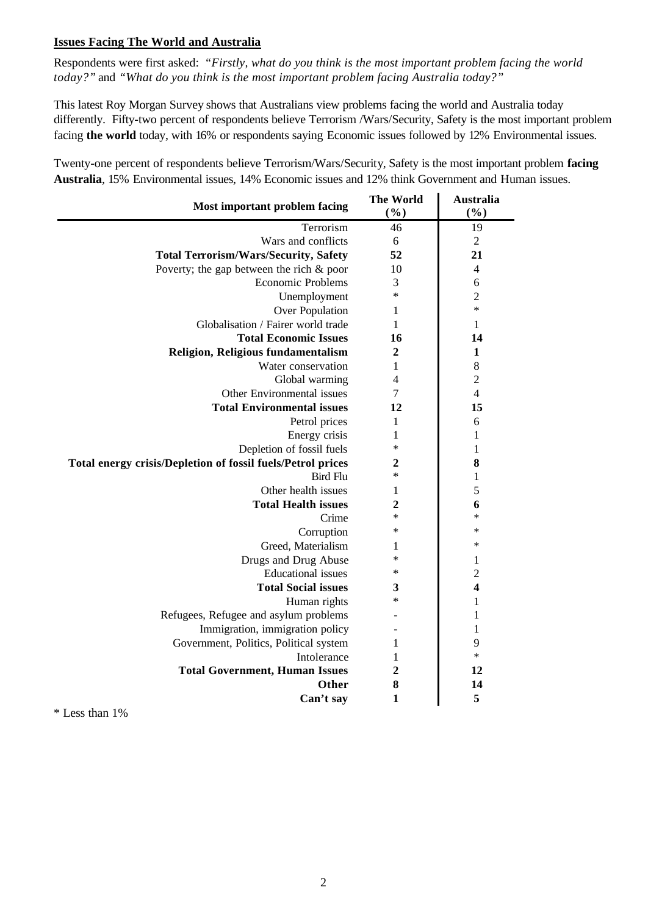**Issues Facing The World and Australia**

Respondents were first asked: *"Firstly, what do you think is the most important problem facing the world today?"* and *"What do you think is the most important problem facing Australia today?"*

This latest Roy Morgan Survey shows that Australians view problems facing the world and Australia today differently. Fifty-two percent of respondents believe Terrorism /Wars/Security, Safety is the most important problem facing **the world** today, with 16% or respondents saying Economic issues followed by 12% Environmental issues.

Twenty-one percent of respondents believe Terrorism/Wars/Security, Safety is the most important problem **facing Australia**, 15% Environmental issues, 14% Economic issues and 12% think Government and Human issues.

| Most important problem facing | The World (%) | Australia (%) |
|---|---|---|
| Terrorism | 46 | 19 |
| Wars and conflicts | 6 | 2 |
| **Total Terrorism/Wars/Security, Safety** | **52** | **21** |
| Poverty; the gap between the rich & poor | 10 | 4 |
| Economic Problems | 3 | 6 |
| Unemployment | * | 2 |
| Over Population | 1 | * |
| Globalisation / Fairer world trade | 1 | 1 |
| **Total Economic Issues** | **16** | **14** |
| **Religion, Religious fundamentalism** | **2** | **1** |
| Water conservation | 1 | 8 |
| Global warming | 4 | 2 |
| Other Environmental issues | 7 | 4 |
| **Total Environmental issues** | **12** | **15** |
| Petrol prices | 1 | 6 |
| Energy crisis | 1 | 1 |
| Depletion of fossil fuels | * | 1 |
| **Total energy crisis/Depletion of fossil fuels/Petrol prices** | **2** | **8** |
| Bird Flu | * | 1 |
| Other health issues | 1 | 5 |
| **Total Health issues** | **2** | **6** |
| Crime | * | * |
| Corruption | * | * |
| Greed, Materialism | 1 | * |
| Drugs and Drug Abuse | * | 1 |
| Educational issues | * | 2 |
| **Total Social issues** | **3** | **4** |
| Human rights | * | 1 |
| Refugees, Refugee and asylum problems | - | 1 |
| Immigration, immigration policy | - | 1 |
| Government, Politics, Political system | 1 | 9 |
| Intolerance | 1 | * |
| **Total Government, Human Issues** | **2** | **12** |
| **Other** | **8** | **14** |
| **Can't say** | **1** | **5** |

* Less than 1%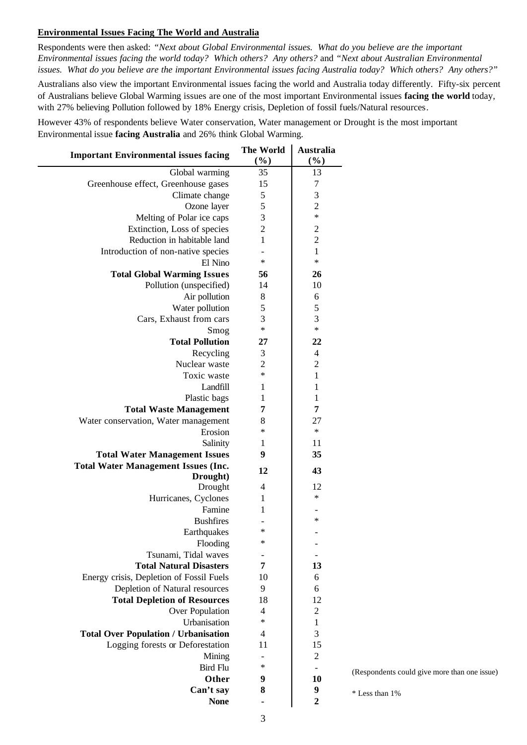**Environmental Issues Facing The World and Australia**

Respondents were then asked: *"Next about Global Environmental issues. What do you believe are the important Environmental issues facing the world today? Which others? Any others?* and *"Next about Australian Environmental issues. What do you believe are the important Environmental issues facing Australia today? Which others? Any others?"*

Australians also view the important Environmental issues facing the world and Australia today differently. Fifty-six percent of Australians believe Global Warming issues are one of the most important Environmental issues **facing the world** today, with 27% believing Pollution followed by 18% Energy crisis, Depletion of fossil fuels/Natural resources.

However 43% of respondents believe Water conservation, Water management or Drought is the most important Environmental issue **facing Australia** and 26% think Global Warming.

| Important Environmental issues facing | The World (%) | Australia (%) |
|---|---|---|
| Global warming | 35 | 13 |
| Greenhouse effect, Greenhouse gases | 15 | 7 |
| Climate change | 5 | 3 |
| Ozone layer | 5 | 2 |
| Melting of Polar ice caps | 3 | * |
| Extinction, Loss of species | 2 | 2 |
| Reduction in habitable land | 1 | 2 |
| Introduction of non-native species | - | 1 |
| El Nino | * | * |
| **Total Global Warming Issues** | **56** | **26** |
| Pollution (unspecified) | 14 | 10 |
| Air pollution | 8 | 6 |
| Water pollution | 5 | 5 |
| Cars, Exhaust from cars | 3 | 3 |
| Smog | * | * |
| **Total Pollution** | **27** | **22** |
| Recycling | 3 | 4 |
| Nuclear waste | 2 | 2 |
| Toxic waste | * | 1 |
| Landfill | 1 | 1 |
| Plastic bags | 1 | 1 |
| **Total Waste Management** | **7** | **7** |
| Water conservation, Water management | 8 | 27 |
| Erosion | * | * |
| Salinity | 1 | 11 |
| **Total Water Management Issues** | **9** | **35** |
| **Total Water Management Issues (Inc. Drought)** | **12** | **43** |
| Drought | 4 | 12 |
| Hurricanes, Cyclones | 1 | * |
| Famine | 1 | - |
| Bushfires | - | * |
| Earthquakes | * | - |
| Flooding | * | - |
| Tsunami, Tidal waves | - | - |
| **Total Natural Disasters** | **7** | **13** |
| Energy crisis, Depletion of Fossil Fuels | 10 | 6 |
| Depletion of Natural resources | 9 | 6 |
| **Total Depletion of Resources** | 18 | 12 |
| Over Population | 4 | 2 |
| Urbanisation | * | 1 |
| **Total Over Population / Urbanisation** | 4 | 3 |
| Logging forests or Deforestation | 11 | 15 |
| Mining | - | 2 |
| Bird Flu | * | - |
| **Other** | **9** | **10** |
| **Can't say** | **8** | **9** |
| **None** | **-** | **2** |

(Respondents could give more than one issue)

\* Less than 1%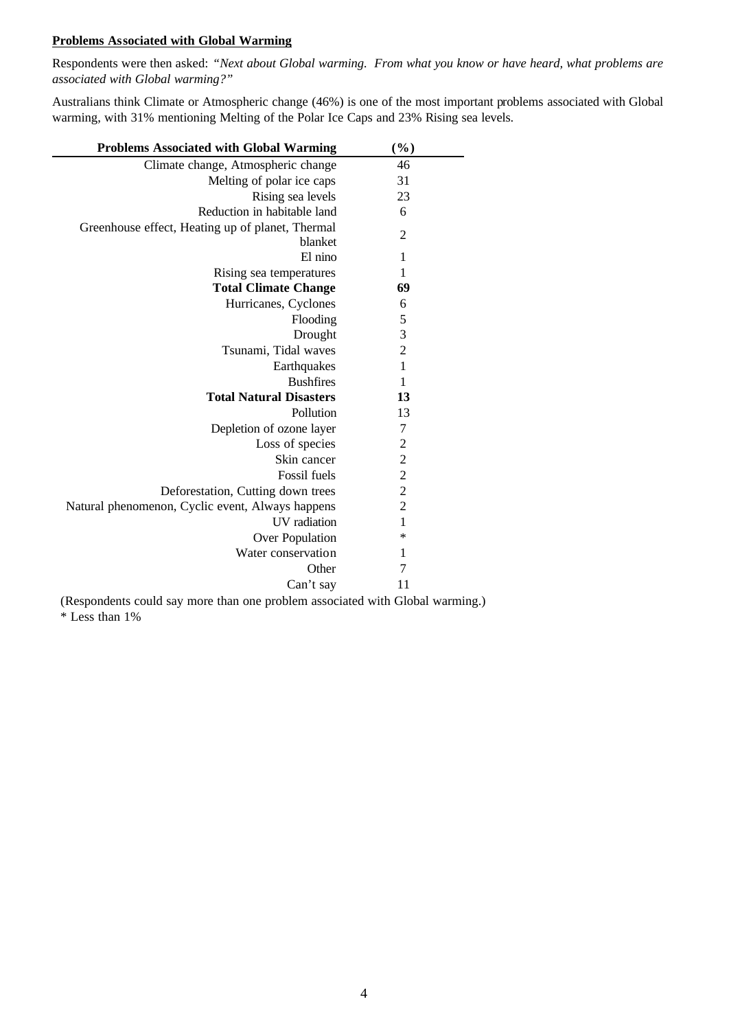**Problems Associated with Global Warming**

Respondents were then asked: *"Next about Global warming. From what you know or have heard, what problems are associated with Global warming?"*

Australians think Climate or Atmospheric change (46%) is one of the most important problems associated with Global warming, with 31% mentioning Melting of the Polar Ice Caps and 23% Rising sea levels.

| **Problems Associated with Global Warming** | **(%)** |
|---|---|
| Climate change, Atmospheric change | 46 |
| Melting of polar ice caps | 31 |
| Rising sea levels | 23 |
| Reduction in habitable land | 6 |
| Greenhouse effect, Heating up of planet, Thermal blanket | 2 |
| El nino | 1 |
| Rising sea temperatures | 1 |
| **Total Climate Change** | **69** |
| Hurricanes, Cyclones | 6 |
| Flooding | 5 |
| Drought | 3 |
| Tsunami, Tidal waves | 2 |
| Earthquakes | 1 |
| Bushfires | 1 |
| **Total Natural Disasters** | **13** |
| Pollution | 13 |
| Depletion of ozone layer | 7 |
| Loss of species | 2 |
| Skin cancer | 2 |
| Fossil fuels | 2 |
| Deforestation, Cutting down trees | 2 |
| Natural phenomenon, Cyclic event, Always happens | 2 |
| UV radiation | 1 |
| Over Population | * |
| Water conservation | 1 |
| Other | 7 |
| Can't say | 11 |

(Respondents could say more than one problem associated with Global warming.)

* Less than 1%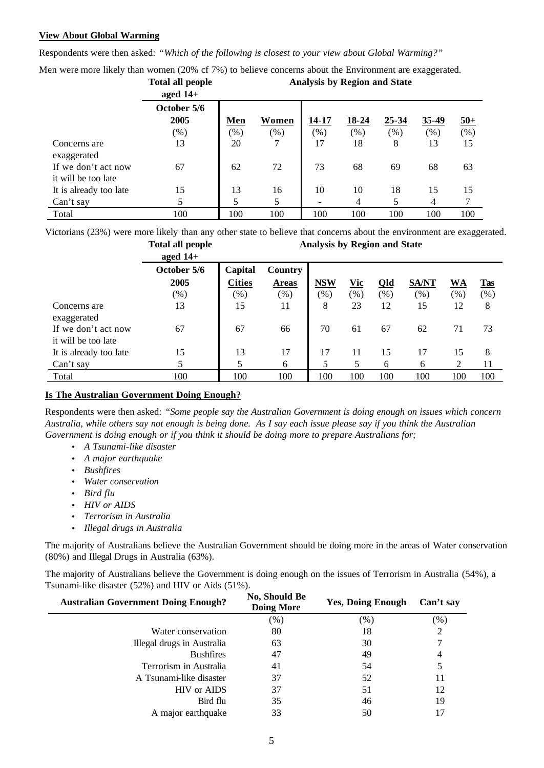**View About Global Warming**

Respondents were then asked: *"Which of the following is closest to your view about Global Warming?"*

Men were more likely than women (20% cf 7%) to believe concerns about the Environment are exaggerated.

| | Total all people aged 14+ | Analysis by Region and State | | | | | | |
|---|---|---|---|---|---|---|---|---|
| | October 5/6 2005 (%) | Men (%) | Women (%) | 14-17 (%) | 18-24 (%) | 25-34 (%) | 35-49 (%) | 50+ (%) |
| Concerns are exaggerated | 13 | 20 | 7 | 17 | 18 | 8 | 13 | 15 |
| If we don't act now it will be too late | 67 | 62 | 72 | 73 | 68 | 69 | 68 | 63 |
| It is already too late | 15 | 13 | 16 | 10 | 10 | 18 | 15 | 15 |
| Can't say | 5 | 5 | 5 | - | 4 | 5 | 4 | 7 |
| Total | 100 | 100 | 100 | 100 | 100 | 100 | 100 | 100 |

Victorians (23%) were more likely than any other state to believe that concerns about the environment are exaggerated.

| | Total all people aged 14+ | Analysis by Region and State | | | | | | | |
|---|---|---|---|---|---|---|---|---|---|
| | October 5/6 2005 (%) | Capital Cities (%) | Country Areas (%) | NSW (%) | Vic (%) | Qld (%) | SA/NT (%) | WA (%) | Tas (%) |
| Concerns are exaggerated | 13 | 15 | 11 | 8 | 23 | 12 | 15 | 12 | 8 |
| If we don't act now it will be too late | 67 | 67 | 66 | 70 | 61 | 67 | 62 | 71 | 73 |
| It is already too late | 15 | 13 | 17 | 17 | 11 | 15 | 17 | 15 | 8 |
| Can't say | 5 | 5 | 6 | 5 | 5 | 6 | 6 | 2 | 11 |
| Total | 100 | 100 | 100 | 100 | 100 | 100 | 100 | 100 | 100 |

**Is The Australian Government Doing Enough?**

Respondents were then asked: *"Some people say the Australian Government is doing enough on issues which concern Australia, while others say not enough is being done. As I say each issue please say if you think the Australian Government is doing enough or if you think it should be doing more to prepare Australians for;*

- *A Tsunami-like disaster*
- *A major earthquake*
- *Bushfires*
- *Water conservation*
- *Bird flu*
- *HIV or AIDS*
- *Terrorism in Australia*
- *Illegal drugs in Australia*

The majority of Australians believe the Australian Government should be doing more in the areas of Water conservation (80%) and Illegal Drugs in Australia (63%).

The majority of Australians believe the Government is doing enough on the issues of Terrorism in Australia (54%), a Tsunami-like disaster (52%) and HIV or Aids (51%).

| Australian Government Doing Enough? | No, Should Be Doing More (%) | Yes, Doing Enough (%) | Can't say (%) |
|---|---|---|---|
| Water conservation | 80 | 18 | 2 |
| Illegal drugs in Australia | 63 | 30 | 7 |
| Bushfires | 47 | 49 | 4 |
| Terrorism in Australia | 41 | 54 | 5 |
| A Tsunami-like disaster | 37 | 52 | 11 |
| HIV or AIDS | 37 | 51 | 12 |
| Bird flu | 35 | 46 | 19 |
| A major earthquake | 33 | 50 | 17 |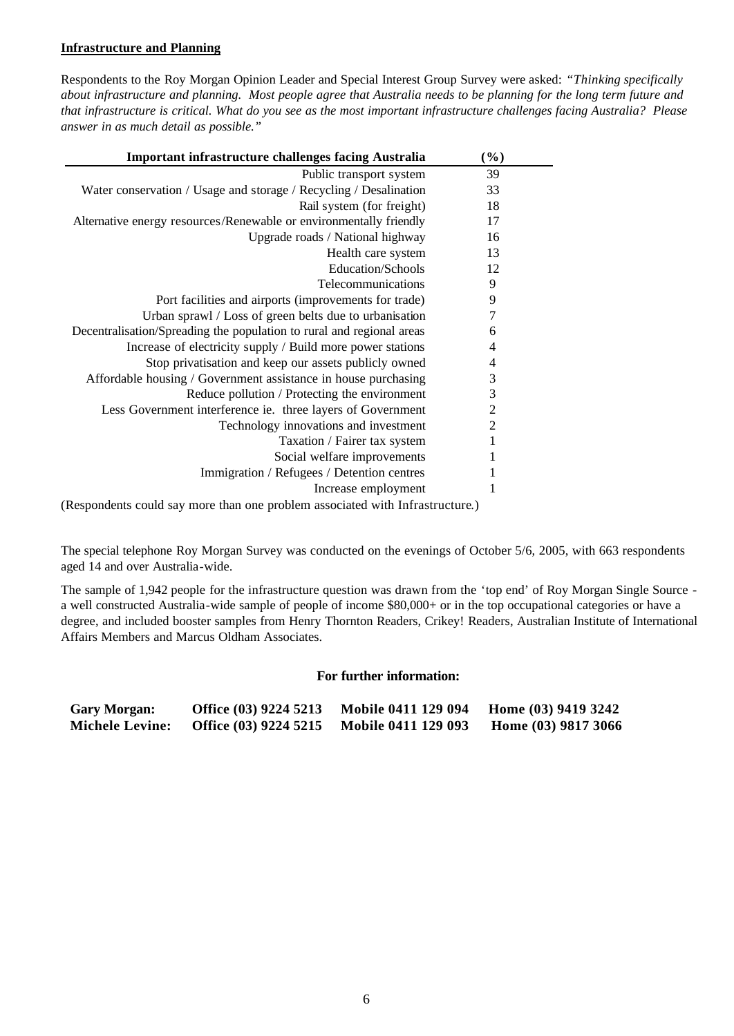**Infrastructure and Planning**

Respondents to the Roy Morgan Opinion Leader and Special Interest Group Survey were asked: *"Thinking specifically about infrastructure and planning. Most people agree that Australia needs to be planning for the long term future and that infrastructure is critical. What do you see as the most important infrastructure challenges facing Australia? Please answer in as much detail as possible."*

| Important infrastructure challenges facing Australia | (%) |
|---|---|
| Public transport system | 39 |
| Water conservation / Usage and storage / Recycling / Desalination | 33 |
| Rail system (for freight) | 18 |
| Alternative energy resources/Renewable or environmentally friendly | 17 |
| Upgrade roads / National highway | 16 |
| Health care system | 13 |
| Education/Schools | 12 |
| Telecommunications | 9 |
| Port facilities and airports (improvements for trade) | 9 |
| Urban sprawl / Loss of green belts due to urbanisation | 7 |
| Decentralisation/Spreading the population to rural and regional areas | 6 |
| Increase of electricity supply / Build more power stations | 4 |
| Stop privatisation and keep our assets publicly owned | 4 |
| Affordable housing / Government assistance in house purchasing | 3 |
| Reduce pollution / Protecting the environment | 3 |
| Less Government interference ie. three layers of Government | 2 |
| Technology innovations and investment | 2 |
| Taxation / Fairer tax system | 1 |
| Social welfare improvements | 1 |
| Immigration / Refugees / Detention centres | 1 |
| Increase employment | 1 |

(Respondents could say more than one problem associated with Infrastructure.)

The special telephone Roy Morgan Survey was conducted on the evenings of October 5/6, 2005, with 663 respondents aged 14 and over Australia-wide.

The sample of 1,942 people for the infrastructure question was drawn from the 'top end' of Roy Morgan Single Source - a well constructed Australia-wide sample of people of income $80,000+ or in the top occupational categories or have a degree, and included booster samples from Henry Thornton Readers, Crikey! Readers, Australian Institute of International Affairs Members and Marcus Oldham Associates.

**For further information:**

| | | | |
|---|---|---|---|
| **Gary Morgan:** | **Office (03) 9224 5213** | **Mobile 0411 129 094** | **Home (03) 9419 3242** |
| **Michele Levine:** | **Office (03) 9224 5215** | **Mobile 0411 129 093** | **Home (03) 9817 3066** |